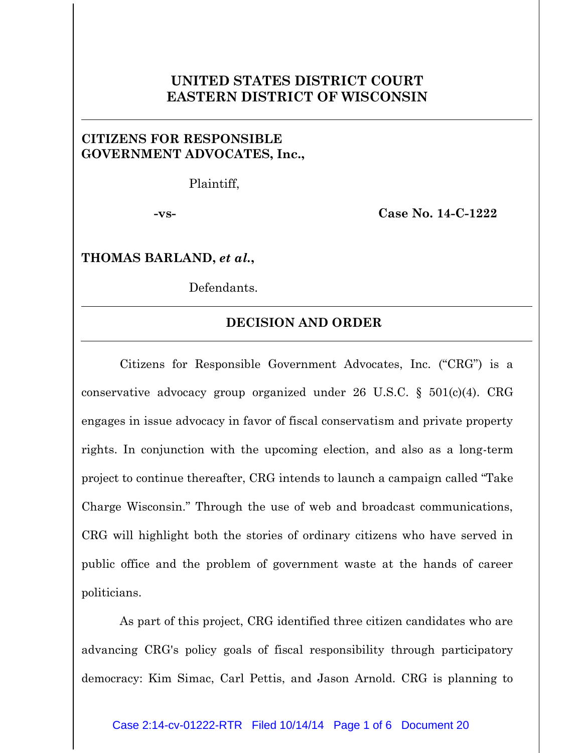# UNITED STATES DISTRICT COURT
# EASTERN DISTRICT OF WISCONSIN

---

**CITIZENS FOR RESPONSIBLE GOVERNMENT ADVOCATES, Inc.,**

Plaintiff,

**-vs-** **Case No. 14-C-1222**

**THOMAS BARLAND,** ***et al.*****,**

Defendants.

---

## DECISION AND ORDER

---

Citizens for Responsible Government Advocates, Inc. ("CRG") is a conservative advocacy group organized under 26 U.S.C. § 501(c)(4). CRG engages in issue advocacy in favor of fiscal conservatism and private property rights. In conjunction with the upcoming election, and also as a long-term project to continue thereafter, CRG intends to launch a campaign called "Take Charge Wisconsin." Through the use of web and broadcast communications, CRG will highlight both the stories of ordinary citizens who have served in public office and the problem of government waste at the hands of career politicians.

As part of this project, CRG identified three citizen candidates who are advancing CRG's policy goals of fiscal responsibility through participatory democracy: Kim Simac, Carl Pettis, and Jason Arnold. CRG is planning to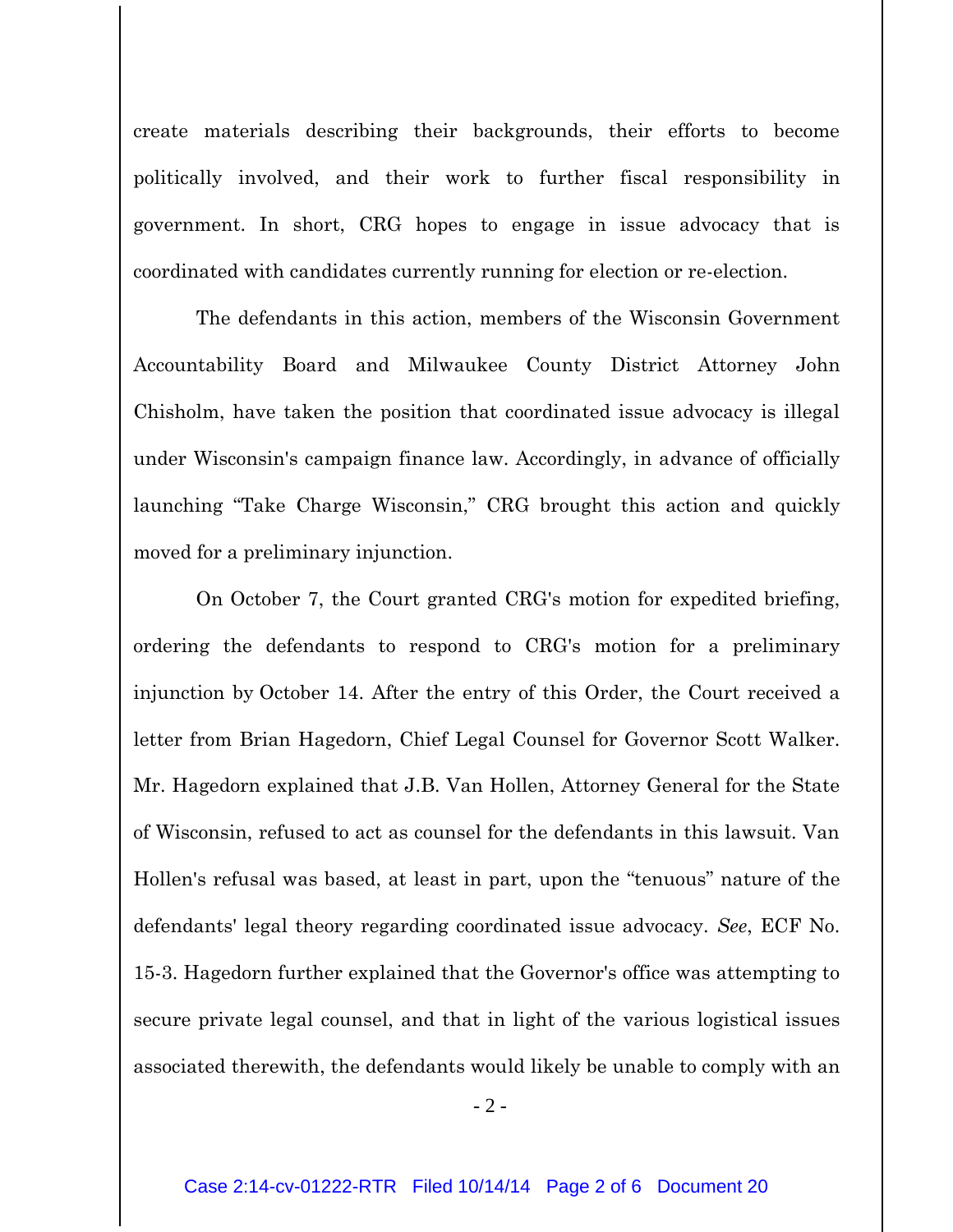create materials describing their backgrounds, their efforts to become politically involved, and their work to further fiscal responsibility in government. In short, CRG hopes to engage in issue advocacy that is coordinated with candidates currently running for election or re-election.

The defendants in this action, members of the Wisconsin Government Accountability Board and Milwaukee County District Attorney John Chisholm, have taken the position that coordinated issue advocacy is illegal under Wisconsin's campaign finance law. Accordingly, in advance of officially launching "Take Charge Wisconsin," CRG brought this action and quickly moved for a preliminary injunction.

On October 7, the Court granted CRG's motion for expedited briefing, ordering the defendants to respond to CRG's motion for a preliminary injunction by October 14. After the entry of this Order, the Court received a letter from Brian Hagedorn, Chief Legal Counsel for Governor Scott Walker. Mr. Hagedorn explained that J.B. Van Hollen, Attorney General for the State of Wisconsin, refused to act as counsel for the defendants in this lawsuit. Van Hollen's refusal was based, at least in part, upon the "tenuous" nature of the defendants' legal theory regarding coordinated issue advocacy. *See*, ECF No. 15-3. Hagedorn further explained that the Governor's office was attempting to secure private legal counsel, and that in light of the various logistical issues associated therewith, the defendants would likely be unable to comply with an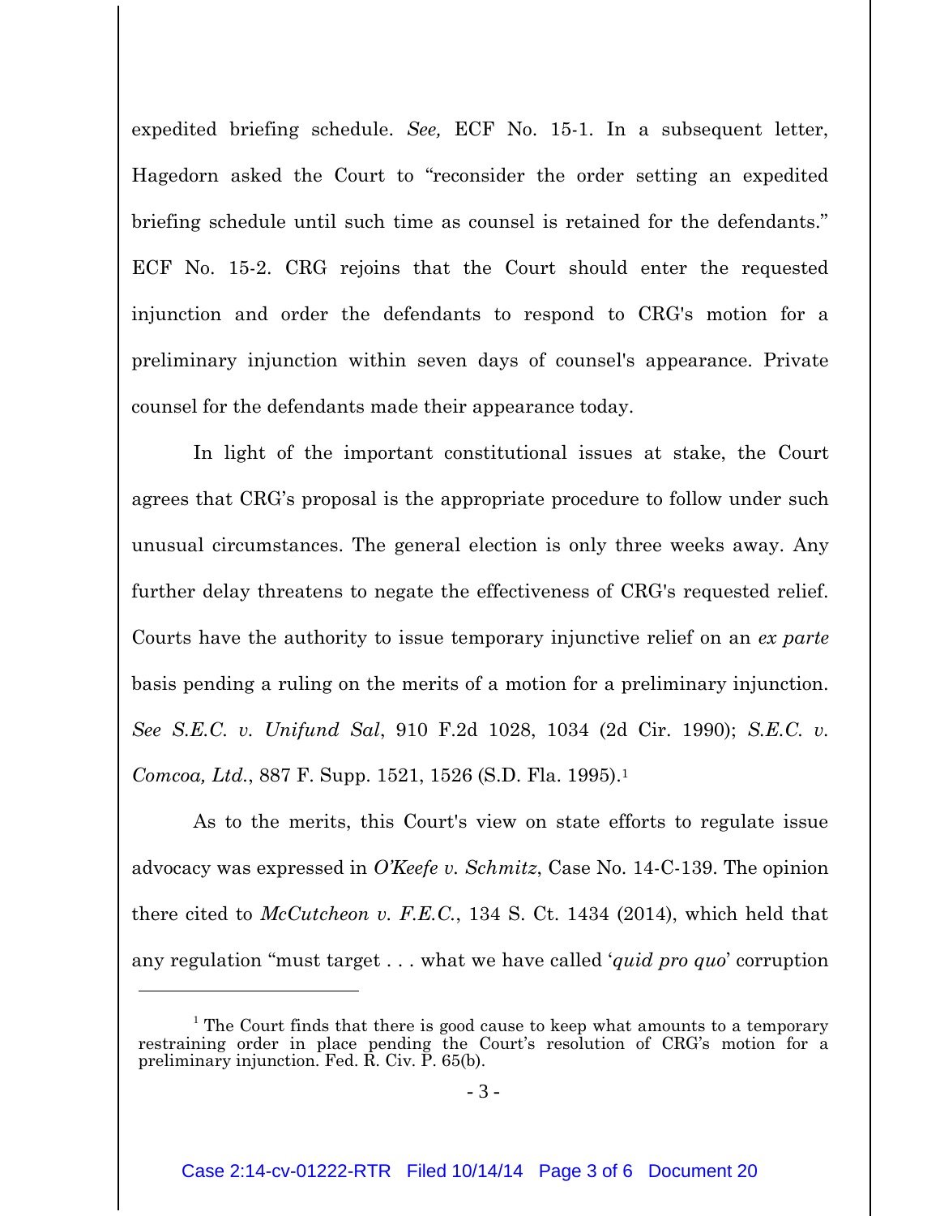expedited briefing schedule. *See,* ECF No. 15-1. In a subsequent letter, Hagedorn asked the Court to "reconsider the order setting an expedited briefing schedule until such time as counsel is retained for the defendants." ECF No. 15-2. CRG rejoins that the Court should enter the requested injunction and order the defendants to respond to CRG's motion for a preliminary injunction within seven days of counsel's appearance. Private counsel for the defendants made their appearance today.

In light of the important constitutional issues at stake, the Court agrees that CRG's proposal is the appropriate procedure to follow under such unusual circumstances. The general election is only three weeks away. Any further delay threatens to negate the effectiveness of CRG's requested relief. Courts have the authority to issue temporary injunctive relief on an *ex parte* basis pending a ruling on the merits of a motion for a preliminary injunction. *See S.E.C. v. Unifund Sal*, 910 F.2d 1028, 1034 (2d Cir. 1990); *S.E.C. v. Comcoa, Ltd.*, 887 F. Supp. 1521, 1526 (S.D. Fla. 1995).[1]

As to the merits, this Court's view on state efforts to regulate issue advocacy was expressed in *O'Keefe v. Schmitz*, Case No. 14-C-139. The opinion there cited to *McCutcheon v. F.E.C.*, 134 S. Ct. 1434 (2014), which held that any regulation "must target . . . what we have called '*quid pro quo*' corruption

---

[1] The Court finds that there is good cause to keep what amounts to a temporary restraining order in place pending the Court's resolution of CRG's motion for a preliminary injunction. Fed. R. Civ. P. 65(b).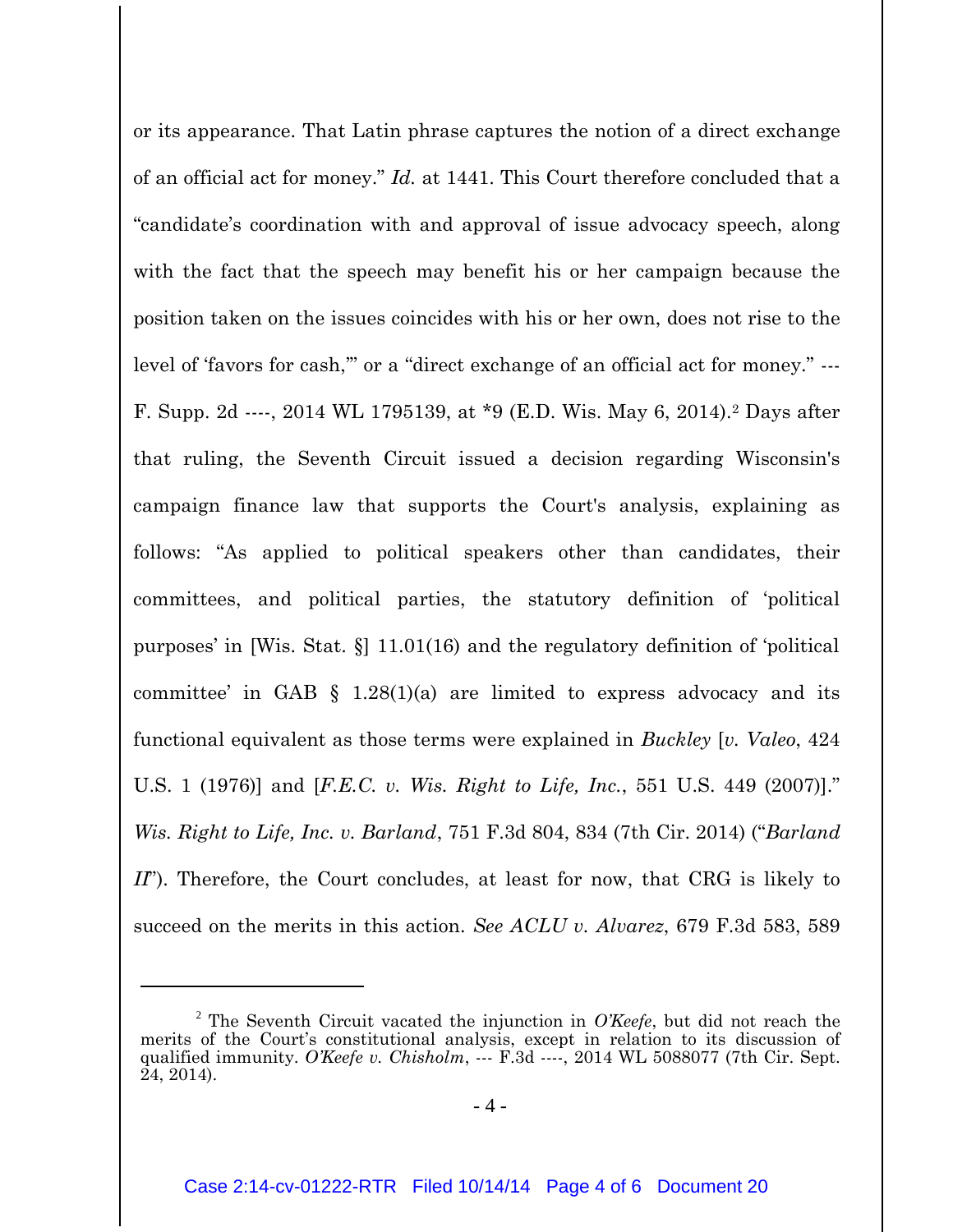or its appearance. That Latin phrase captures the notion of a direct exchange of an official act for money." *Id.* at 1441. This Court therefore concluded that a "candidate's coordination with and approval of issue advocacy speech, along with the fact that the speech may benefit his or her campaign because the position taken on the issues coincides with his or her own, does not rise to the level of 'favors for cash,'" or a "direct exchange of an official act for money." --- F. Supp. 2d ----, 2014 WL 1795139, at *9 (E.D. Wis. May 6, 2014).[2] Days after that ruling, the Seventh Circuit issued a decision regarding Wisconsin's campaign finance law that supports the Court's analysis, explaining as follows: "As applied to political speakers other than candidates, their committees, and political parties, the statutory definition of 'political purposes' in [Wis. Stat. §] 11.01(16) and the regulatory definition of 'political committee' in GAB § 1.28(1)(a) are limited to express advocacy and its functional equivalent as those terms were explained in *Buckley* [*v. Valeo*, 424 U.S. 1 (1976)] and [*F.E.C. v. Wis. Right to Life, Inc.*, 551 U.S. 449 (2007)]." *Wis. Right to Life, Inc. v. Barland*, 751 F.3d 804, 834 (7th Cir. 2014) ("*Barland II*"). Therefore, the Court concludes, at least for now, that CRG is likely to succeed on the merits in this action. *See ACLU v. Alvarez*, 679 F.3d 583, 589

---

[2] The Seventh Circuit vacated the injunction in *O'Keefe*, but did not reach the merits of the Court's constitutional analysis, except in relation to its discussion of qualified immunity. *O'Keefe v. Chisholm*, --- F.3d ----, 2014 WL 5088077 (7th Cir. Sept. 24, 2014).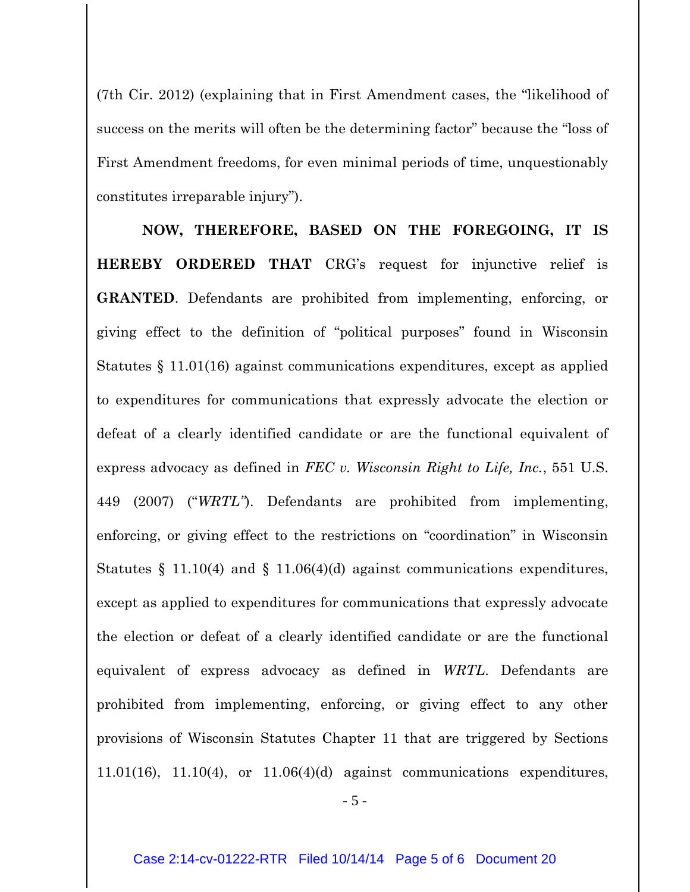(7th Cir. 2012) (explaining that in First Amendment cases, the "likelihood of success on the merits will often be the determining factor" because the "loss of First Amendment freedoms, for even minimal periods of time, unquestionably constitutes irreparable injury").

**NOW, THEREFORE, BASED ON THE FOREGOING, IT IS HEREBY ORDERED THAT** CRG's request for injunctive relief is **GRANTED**. Defendants are prohibited from implementing, enforcing, or giving effect to the definition of "political purposes" found in Wisconsin Statutes § 11.01(16) against communications expenditures, except as applied to expenditures for communications that expressly advocate the election or defeat of a clearly identified candidate or are the functional equivalent of express advocacy as defined in *FEC v. Wisconsin Right to Life, Inc.*, 551 U.S. 449 (2007) ("*WRTL*"). Defendants are prohibited from implementing, enforcing, or giving effect to the restrictions on "coordination" in Wisconsin Statutes § 11.10(4) and § 11.06(4)(d) against communications expenditures, except as applied to expenditures for communications that expressly advocate the election or defeat of a clearly identified candidate or are the functional equivalent of express advocacy as defined in *WRTL*. Defendants are prohibited from implementing, enforcing, or giving effect to any other provisions of Wisconsin Statutes Chapter 11 that are triggered by Sections 11.01(16), 11.10(4), or 11.06(4)(d) against communications expenditures,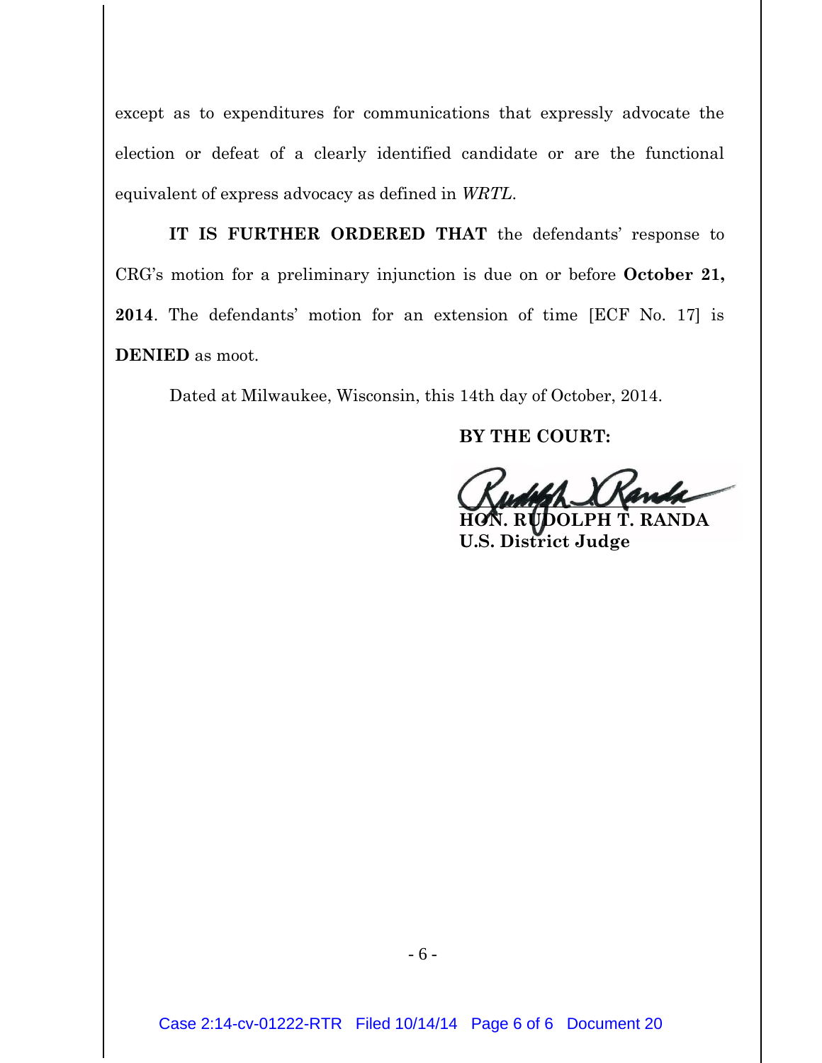except as to expenditures for communications that expressly advocate the election or defeat of a clearly identified candidate or are the functional equivalent of express advocacy as defined in *WRTL*.

**IT IS FURTHER ORDERED THAT** the defendants' response to CRG's motion for a preliminary injunction is due on or before **October 21, 2014**. The defendants' motion for an extension of time [ECF No. 17] is **DENIED** as moot.

Dated at Milwaukee, Wisconsin, this 14th day of October, 2014.

**BY THE COURT:**

**HON. RUDOLPH T. RANDA**
**U.S. District Judge**